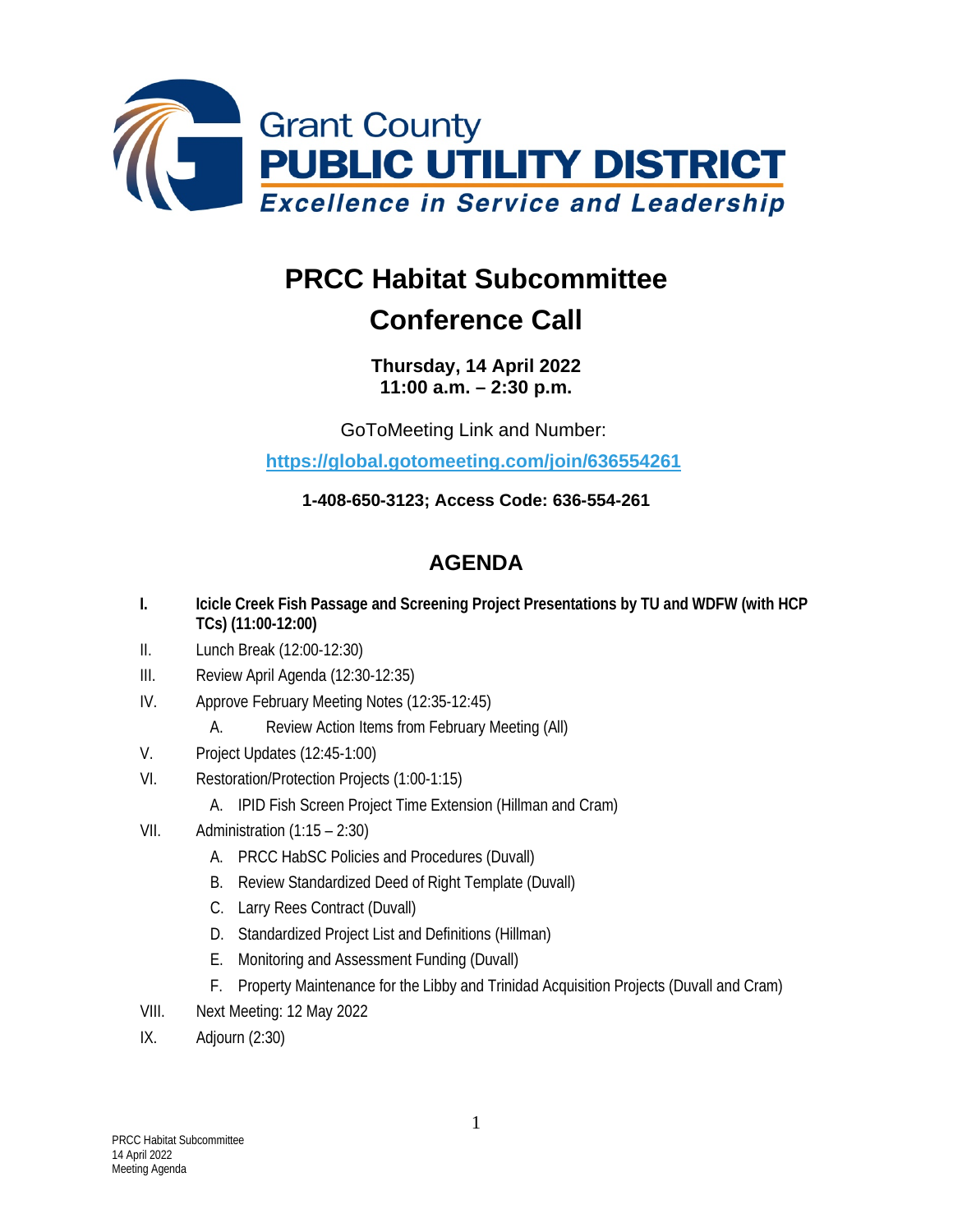Grant County
**PUBLIC UTILITY DISTRICT**
*Excellence in Service and Leadership*

# PRCC Habitat Subcommittee

# Conference Call

**Thursday, 14 April 2022**
**11:00 a.m. – 2:30 p.m.**

GoToMeeting Link and Number:

**https://global.gotomeeting.com/join/636554261**

**1-408-650-3123; Access Code: 636-554-261**

## AGENDA

I. **Icicle Creek Fish Passage and Screening Project Presentations by TU and WDFW (with HCP TCs) (11:00-12:00)**

II. Lunch Break (12:00-12:30)

III. Review April Agenda (12:30-12:35)

IV. Approve February Meeting Notes (12:35-12:45)
   - A. Review Action Items from February Meeting (All)

V. Project Updates (12:45-1:00)

VI. Restoration/Protection Projects (1:00-1:15)
   - A. IPID Fish Screen Project Time Extension (Hillman and Cram)

VII. Administration (1:15 – 2:30)
   - A. PRCC HabSC Policies and Procedures (Duvall)
   - B. Review Standardized Deed of Right Template (Duvall)
   - C. Larry Rees Contract (Duvall)
   - D. Standardized Project List and Definitions (Hillman)
   - E. Monitoring and Assessment Funding (Duvall)
   - F. Property Maintenance for the Libby and Trinidad Acquisition Projects (Duvall and Cram)

VIII. Next Meeting: 12 May 2022

IX. Adjourn (2:30)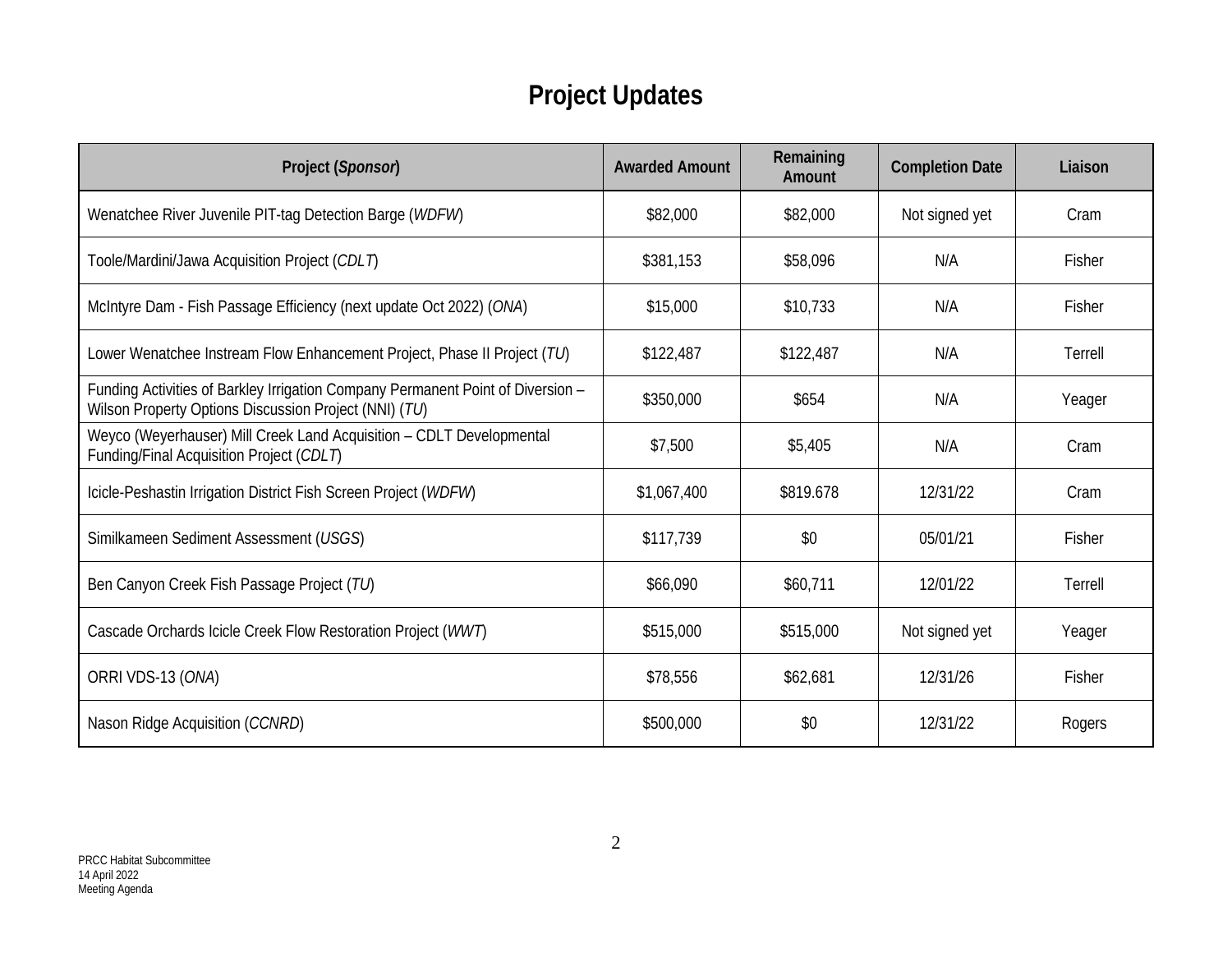# Project Updates

| Project (*Sponsor*) | Awarded Amount | Remaining Amount | Completion Date | Liaison |
|---|---|---|---|---|
| Wenatchee River Juvenile PIT-tag Detection Barge (*WDFW*) | $82,000 | $82,000 | Not signed yet | Cram |
| Toole/Mardini/Jawa Acquisition Project (*CDLT*) | $381,153 | $58,096 | N/A | Fisher |
| McIntyre Dam - Fish Passage Efficiency (next update Oct 2022) (*ONA*) | $15,000 | $10,733 | N/A | Fisher |
| Lower Wenatchee Instream Flow Enhancement Project, Phase II Project (*TU*) | $122,487 | $122,487 | N/A | Terrell |
| Funding Activities of Barkley Irrigation Company Permanent Point of Diversion – Wilson Property Options Discussion Project (NNI) (*TU*) | $350,000 | $654 | N/A | Yeager |
| Weyco (Weyerhauser) Mill Creek Land Acquisition – CDLT Developmental Funding/Final Acquisition Project (*CDLT*) | $7,500 | $5,405 | N/A | Cram |
| Icicle-Peshastin Irrigation District Fish Screen Project (*WDFW*) | $1,067,400 | $819.678 | 12/31/22 | Cram |
| Similkameen Sediment Assessment (*USGS*) | $117,739 | $0 | 05/01/21 | Fisher |
| Ben Canyon Creek Fish Passage Project (*TU*) | $66,090 | $60,711 | 12/01/22 | Terrell |
| Cascade Orchards Icicle Creek Flow Restoration Project (*WWT*) | $515,000 | $515,000 | Not signed yet | Yeager |
| ORRI VDS-13 (*ONA*) | $78,556 | $62,681 | 12/31/26 | Fisher |
| Nason Ridge Acquisition (*CCNRD*) | $500,000 | $0 | 12/31/22 | Rogers |

PRCC Habitat Subcommittee
14 April 2022
Meeting Agenda